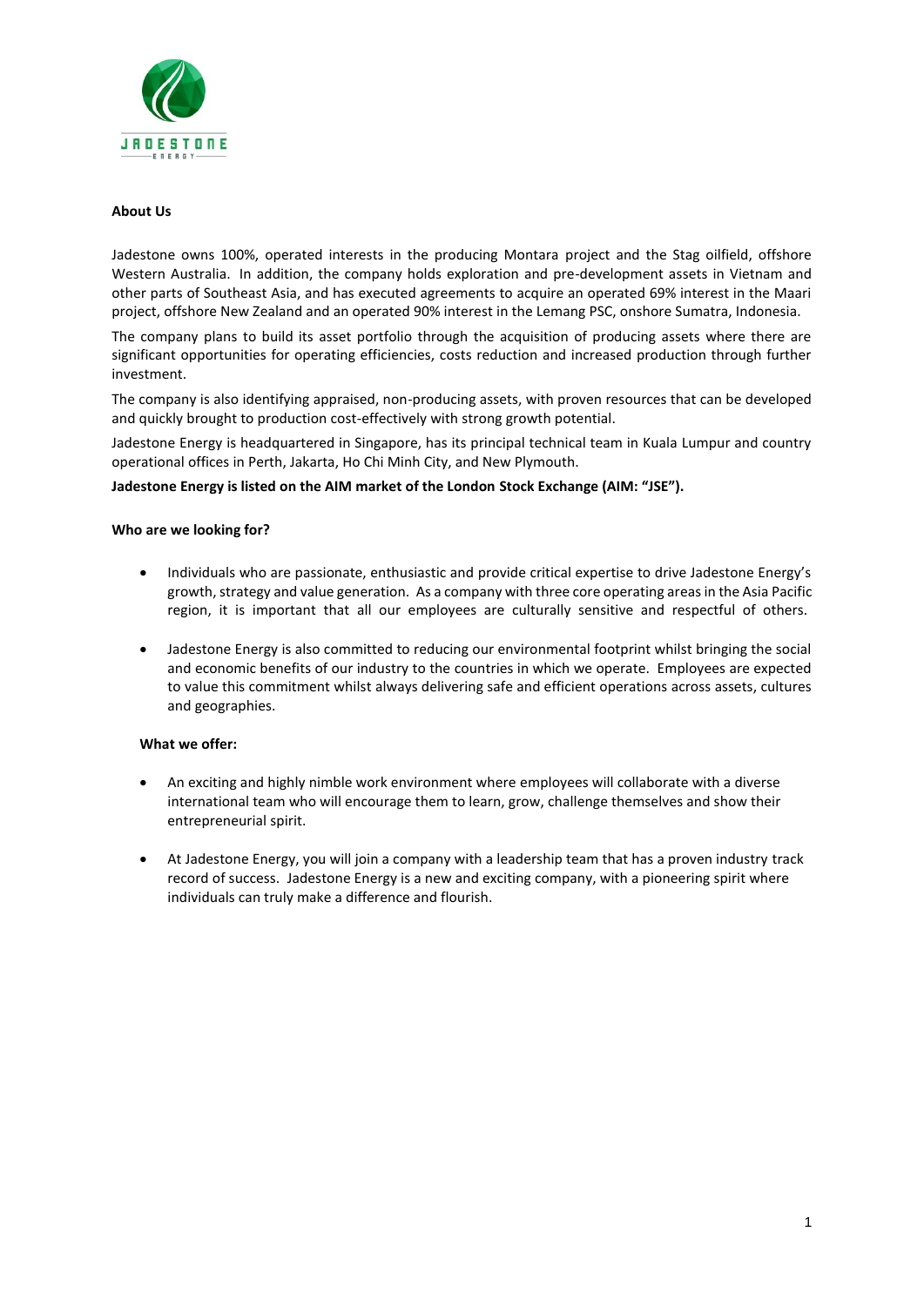**About Us**

Jadestone owns 100%, operated interests in the producing Montara project and the Stag oilfield, offshore Western Australia. In addition, the company holds exploration and pre-development assets in Vietnam and other parts of Southeast Asia, and has executed agreements to acquire an operated 69% interest in the Maari project, offshore New Zealand and an operated 90% interest in the Lemang PSC, onshore Sumatra, Indonesia.

The company plans to build its asset portfolio through the acquisition of producing assets where there are significant opportunities for operating efficiencies, costs reduction and increased production through further investment.

The company is also identifying appraised, non-producing assets, with proven resources that can be developed and quickly brought to production cost-effectively with strong growth potential.

Jadestone Energy is headquartered in Singapore, has its principal technical team in Kuala Lumpur and country operational offices in Perth, Jakarta, Ho Chi Minh City, and New Plymouth.

**Jadestone Energy is listed on the AIM market of the London Stock Exchange (AIM: "JSE").**

**Who are we looking for?**

- Individuals who are passionate, enthusiastic and provide critical expertise to drive Jadestone Energy's growth, strategy and value generation. As a company with three core operating areas in the Asia Pacific region, it is important that all our employees are culturally sensitive and respectful of others.

- Jadestone Energy is also committed to reducing our environmental footprint whilst bringing the social and economic benefits of our industry to the countries in which we operate. Employees are expected to value this commitment whilst always delivering safe and efficient operations across assets, cultures and geographies.

**What we offer:**

- An exciting and highly nimble work environment where employees will collaborate with a diverse international team who will encourage them to learn, grow, challenge themselves and show their entrepreneurial spirit.

- At Jadestone Energy, you will join a company with a leadership team that has a proven industry track record of success. Jadestone Energy is a new and exciting company, with a pioneering spirit where individuals can truly make a difference and flourish.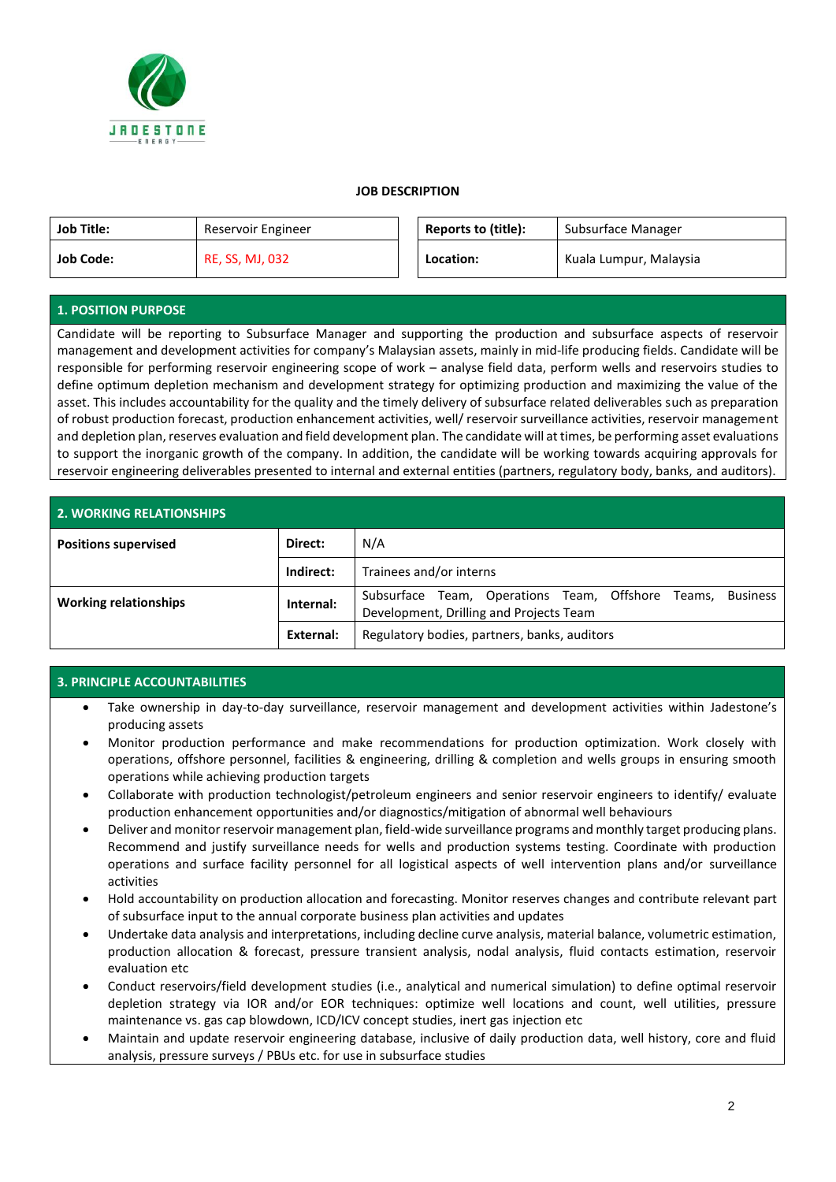**JOB DESCRIPTION**

| Job Title: | Reservoir Engineer | Reports to (title): | Subsurface Manager |
|---|---|---|---|
| Job Code: | RE, SS, MJ, 032 | Location: | Kuala Lumpur, Malaysia |

## 1. POSITION PURPOSE

Candidate will be reporting to Subsurface Manager and supporting the production and subsurface aspects of reservoir management and development activities for company's Malaysian assets, mainly in mid-life producing fields. Candidate will be responsible for performing reservoir engineering scope of work – analyse field data, perform wells and reservoirs studies to define optimum depletion mechanism and development strategy for optimizing production and maximizing the value of the asset. This includes accountability for the quality and the timely delivery of subsurface related deliverables such as preparation of robust production forecast, production enhancement activities, well/ reservoir surveillance activities, reservoir management and depletion plan, reserves evaluation and field development plan. The candidate will at times, be performing asset evaluations to support the inorganic growth of the company. In addition, the candidate will be working towards acquiring approvals for reservoir engineering deliverables presented to internal and external entities (partners, regulatory body, banks, and auditors).

## 2. WORKING RELATIONSHIPS

| | | |
|---|---|---|
| **Positions supervised** | **Direct:** | N/A |
| | **Indirect:** | Trainees and/or interns |
| **Working relationships** | **Internal:** | Subsurface Team, Operations Team, Offshore Teams, Business Development, Drilling and Projects Team |
| | **External:** | Regulatory bodies, partners, banks, auditors |

## 3. PRINCIPLE ACCOUNTABILITIES

- Take ownership in day-to-day surveillance, reservoir management and development activities within Jadestone's producing assets
- Monitor production performance and make recommendations for production optimization. Work closely with operations, offshore personnel, facilities & engineering, drilling & completion and wells groups in ensuring smooth operations while achieving production targets
- Collaborate with production technologist/petroleum engineers and senior reservoir engineers to identify/ evaluate production enhancement opportunities and/or diagnostics/mitigation of abnormal well behaviours
- Deliver and monitor reservoir management plan, field-wide surveillance programs and monthly target producing plans. Recommend and justify surveillance needs for wells and production systems testing. Coordinate with production operations and surface facility personnel for all logistical aspects of well intervention plans and/or surveillance activities
- Hold accountability on production allocation and forecasting. Monitor reserves changes and contribute relevant part of subsurface input to the annual corporate business plan activities and updates
- Undertake data analysis and interpretations, including decline curve analysis, material balance, volumetric estimation, production allocation & forecast, pressure transient analysis, nodal analysis, fluid contacts estimation, reservoir evaluation etc
- Conduct reservoirs/field development studies (i.e., analytical and numerical simulation) to define optimal reservoir depletion strategy via IOR and/or EOR techniques: optimize well locations and count, well utilities, pressure maintenance vs. gas cap blowdown, ICD/ICV concept studies, inert gas injection etc
- Maintain and update reservoir engineering database, inclusive of daily production data, well history, core and fluid analysis, pressure surveys / PBUs etc. for use in subsurface studies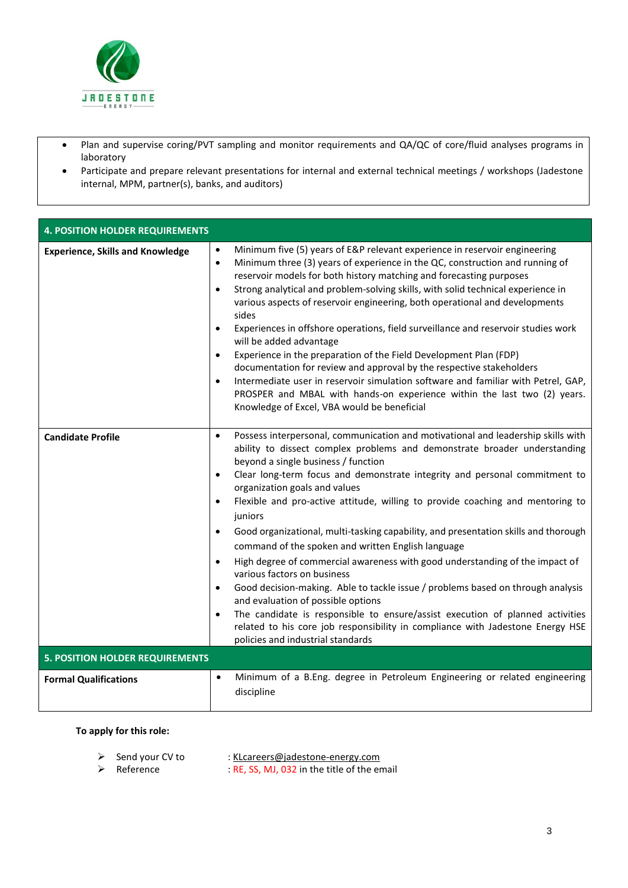- Plan and supervise coring/PVT sampling and monitor requirements and QA/QC of core/fluid analyses programs in laboratory
- Participate and prepare relevant presentations for internal and external technical meetings / workshops (Jadestone internal, MPM, partner(s), banks, and auditors)

| **4. POSITION HOLDER REQUIREMENTS** | |
|---|---|
| **Experience, Skills and Knowledge** | • Minimum five (5) years of E&P relevant experience in reservoir engineering<br>• Minimum three (3) years of experience in the QC, construction and running of reservoir models for both history matching and forecasting purposes<br>• Strong analytical and problem-solving skills, with solid technical experience in various aspects of reservoir engineering, both operational and developments sides<br>• Experiences in offshore operations, field surveillance and reservoir studies work will be added advantage<br>• Experience in the preparation of the Field Development Plan (FDP) documentation for review and approval by the respective stakeholders<br>• Intermediate user in reservoir simulation software and familiar with Petrel, GAP, PROSPER and MBAL with hands-on experience within the last two (2) years. Knowledge of Excel, VBA would be beneficial |
| **Candidate Profile** | • Possess interpersonal, communication and motivational and leadership skills with ability to dissect complex problems and demonstrate broader understanding beyond a single business / function<br>• Clear long-term focus and demonstrate integrity and personal commitment to organization goals and values<br>• Flexible and pro-active attitude, willing to provide coaching and mentoring to juniors<br>• Good organizational, multi-tasking capability, and presentation skills and thorough command of the spoken and written English language<br>• High degree of commercial awareness with good understanding of the impact of various factors on business<br>• Good decision-making. Able to tackle issue / problems based on through analysis and evaluation of possible options<br>• The candidate is responsible to ensure/assist execution of planned activities related to his core job responsibility in compliance with Jadestone Energy HSE policies and industrial standards |
| **5. POSITION HOLDER REQUIREMENTS** | |
| **Formal Qualifications** | • Minimum of a B.Eng. degree in Petroleum Engineering or related engineering discipline |

**To apply for this role:**

- Send your CV to : KLcareers@jadestone-energy.com
- Reference : RE, SS, MJ, 032 in the title of the email